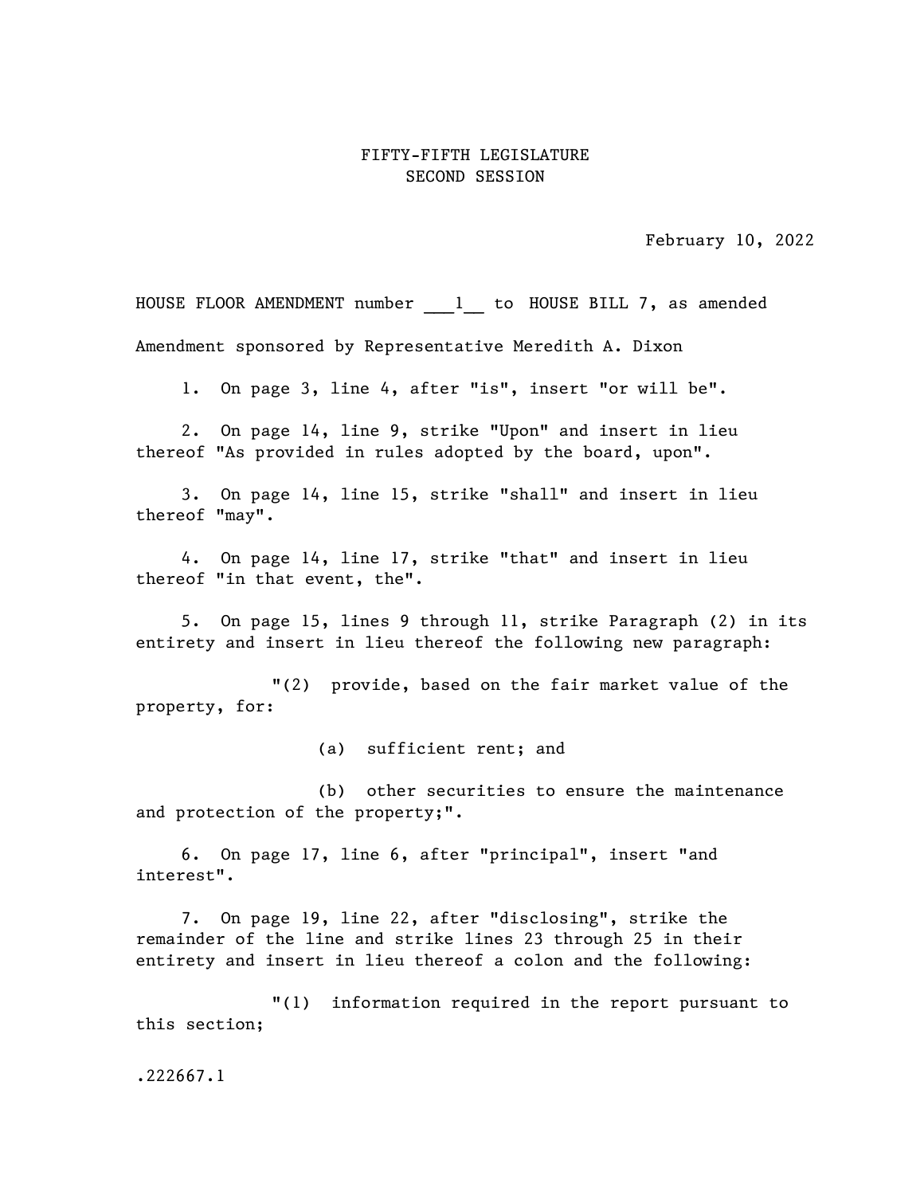FIFTY-FIFTH LEGISLATURE
SECOND SESSION

February 10, 2022

HOUSE FLOOR AMENDMENT number ___1__ to HOUSE BILL 7, as amended

Amendment sponsored by Representative Meredith A. Dixon

1. On page 3, line 4, after "is", insert "or will be".

2. On page 14, line 9, strike "Upon" and insert in lieu thereof "As provided in rules adopted by the board, upon".

3. On page 14, line 15, strike "shall" and insert in lieu thereof "may".

4. On page 14, line 17, strike "that" and insert in lieu thereof "in that event, the".

5. On page 15, lines 9 through 11, strike Paragraph (2) in its entirety and insert in lieu thereof the following new paragraph:

"(2) provide, based on the fair market value of the property, for:

(a) sufficient rent; and

(b) other securities to ensure the maintenance and protection of the property;".

6. On page 17, line 6, after "principal", insert "and interest".

7. On page 19, line 22, after "disclosing", strike the remainder of the line and strike lines 23 through 25 in their entirety and insert in lieu thereof a colon and the following:

"(1) information required in the report pursuant to this section;

.222667.1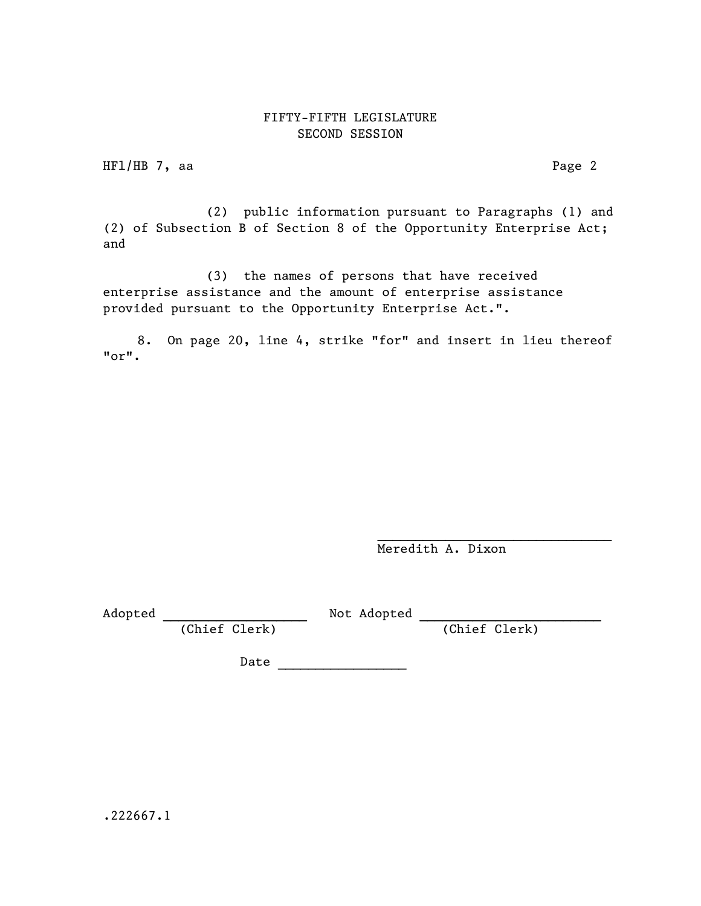(2) public information pursuant to Paragraphs (1) and (2) of Subsection B of Section 8 of the Opportunity Enterprise Act; and

(3) the names of persons that have received enterprise assistance and the amount of enterprise assistance provided pursuant to the Opportunity Enterprise Act.".

8. On page 20, line 4, strike "for" and insert in lieu thereof "or".

________________________________
Meredith A. Dixon

Adopted ___________________ (Chief Clerk)    Not Adopted ________________________ (Chief Clerk)

Date _________________

.222667.1